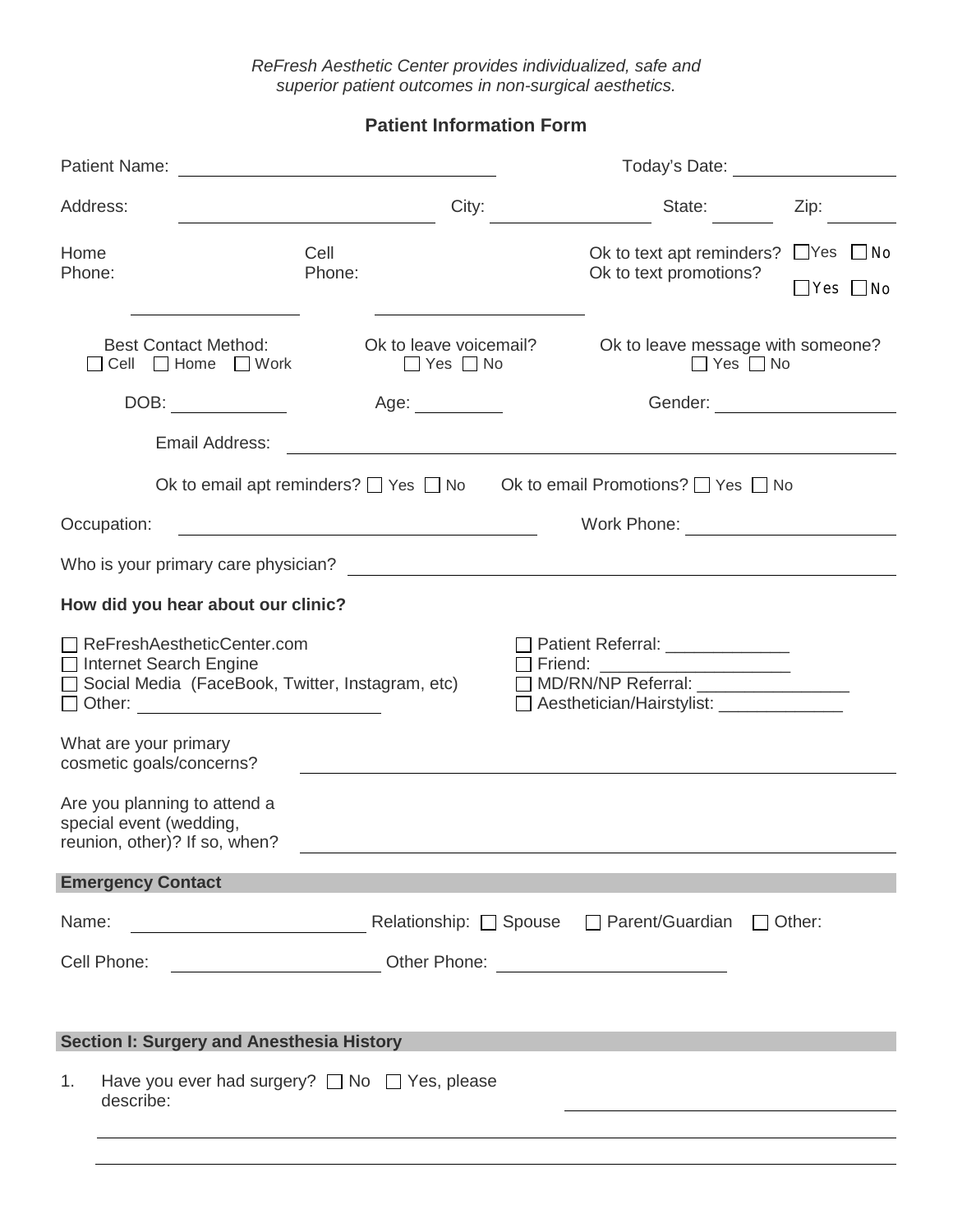*ReFresh Aesthetic Center provides individualized, safe and superior patient outcomes in non-surgical aesthetics.*

## Patient Information Form

Patient Name: ______________________________ Today's Date: ______________

Address: ________________________ City: ______________ State: ______ Zip: ______

Home Phone: ______________ Cell Phone: __________________ Ok to text apt reminders? ☐ Yes ☐ No  
Ok to text promotions? ☐ Yes ☐ No

Best Contact Method: ☐ Cell ☐ Home ☐ Work  
Ok to leave voicemail? ☐ Yes ☐ No  
Ok to leave message with someone? ☐ Yes ☐ No

DOB: __________ Age: ________ Gender: ________________

Email Address: ____________________________________________

Ok to email apt reminders? ☐ Yes ☐ No  Ok to email Promotions? ☐ Yes ☐ No

Occupation: ______________________________ Work Phone: __________________

Who is your primary care physician? ____________________________________________

**How did you hear about our clinic?**

- ☐ ReFreshAestheticCenter.com
- ☐ Internet Search Engine
- ☐ Social Media (FaceBook, Twitter, Instagram, etc)
- ☐ Other: ____________________
- ☐ Patient Referral: _____________
- ☐ Friend: ___________________
- ☐ MD/RN/NP Referral: ________________
- ☐ Aesthetician/Hairstylist: _____________

What are your primary cosmetic goals/concerns? ____________________________________________

Are you planning to attend a special event (wedding, reunion, other)? If so, when? ____________________________________________

### Emergency Contact

Name: ____________________ Relationship: ☐ Spouse ☐ Parent/Guardian ☐ Other:

Cell Phone: ____________________ Other Phone: ____________________

### Section I: Surgery and Anesthesia History

1. Have you ever had surgery? ☐ No ☐ Yes, please describe: ______________________________

   ____________________________________________

   ____________________________________________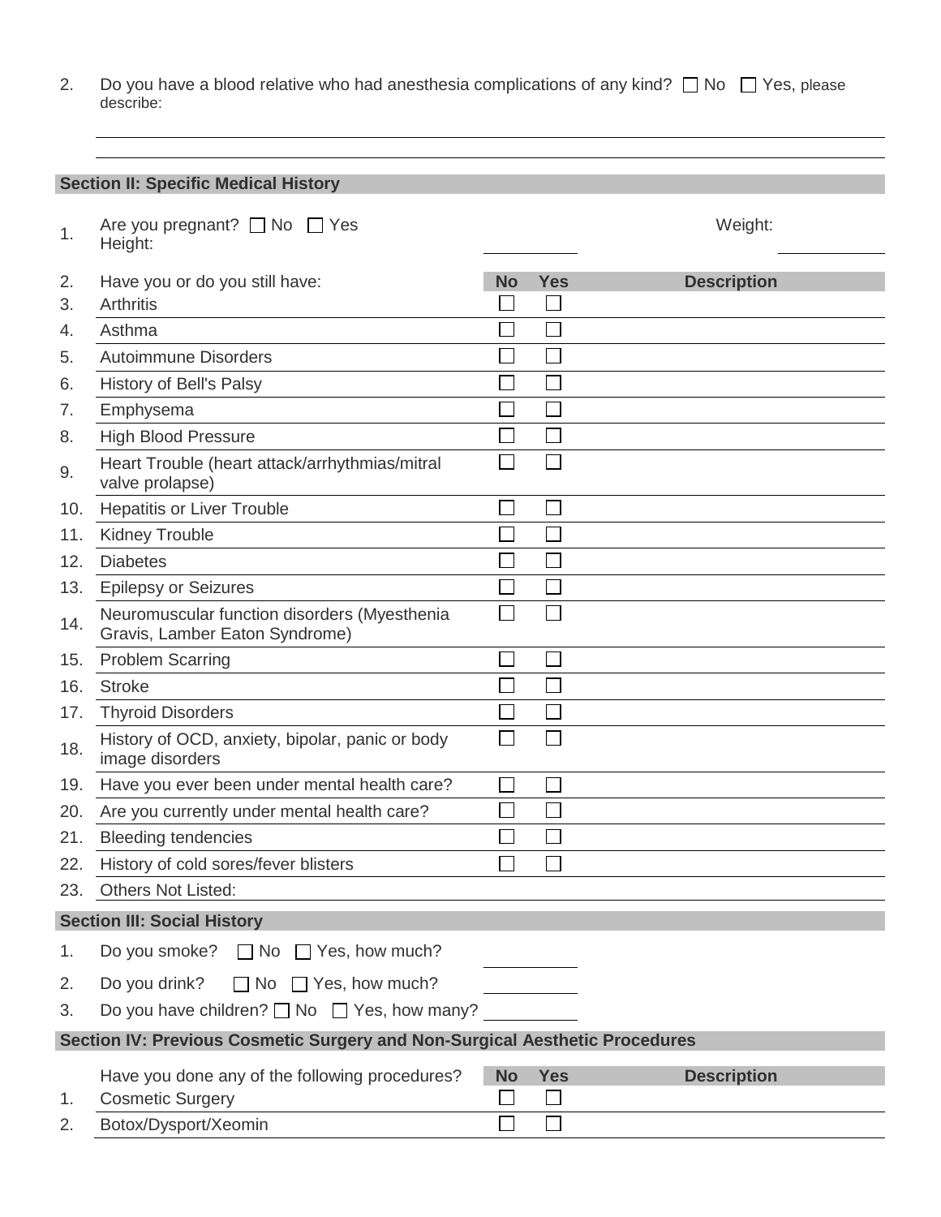2. Do you have a blood relative who had anesthesia complications of any kind? ☐ No ☐ Yes, please describe:

\_\_\_\_\_\_\_\_\_\_\_\_\_\_\_\_\_\_\_\_\_\_\_\_\_\_\_\_\_\_\_\_\_\_\_\_\_\_\_\_\_\_\_\_\_\_\_\_

\_\_\_\_\_\_\_\_\_\_\_\_\_\_\_\_\_\_\_\_\_\_\_\_\_\_\_\_\_\_\_\_\_\_\_\_\_\_\_\_\_\_\_\_\_\_\_\_

## Section II: Specific Medical History

1. Are you pregnant? ☐ No ☐ Yes Weight: \_\_\_\_\_\_\_\_\_\_ Height: \_\_\_\_\_\_\_\_\_\_

| # | Have you or do you still have: | No | Yes | Description |
|---|---|---|---|---|
| 3. | Arthritis | ☐ | ☐ | |
| 4. | Asthma | ☐ | ☐ | |
| 5. | Autoimmune Disorders | ☐ | ☐ | |
| 6. | History of Bell's Palsy | ☐ | ☐ | |
| 7. | Emphysema | ☐ | ☐ | |
| 8. | High Blood Pressure | ☐ | ☐ | |
| 9. | Heart Trouble (heart attack/arrhythmias/mitral valve prolapse) | ☐ | ☐ | |
| 10. | Hepatitis or Liver Trouble | ☐ | ☐ | |
| 11. | Kidney Trouble | ☐ | ☐ | |
| 12. | Diabetes | ☐ | ☐ | |
| 13. | Epilepsy or Seizures | ☐ | ☐ | |
| 14. | Neuromuscular function disorders (Myesthenia Gravis, Lamber Eaton Syndrome) | ☐ | ☐ | |
| 15. | Problem Scarring | ☐ | ☐ | |
| 16. | Stroke | ☐ | ☐ | |
| 17. | Thyroid Disorders | ☐ | ☐ | |
| 18. | History of OCD, anxiety, bipolar, panic or body image disorders | ☐ | ☐ | |
| 19. | Have you ever been under mental health care? | ☐ | ☐ | |
| 20. | Are you currently under mental health care? | ☐ | ☐ | |
| 21. | Bleeding tendencies | ☐ | ☐ | |
| 22. | History of cold sores/fever blisters | ☐ | ☐ | |
| 23. | Others Not Listed: | | | |

Note: the header row above is item 2 of this section.

## Section III: Social History

1. Do you smoke? ☐ No ☐ Yes, how much? \_\_\_\_\_\_\_\_\_\_
2. Do you drink? ☐ No ☐ Yes, how much? \_\_\_\_\_\_\_\_\_\_
3. Do you have children? ☐ No ☐ Yes, how many? \_\_\_\_\_\_\_\_\_\_

## Section IV: Previous Cosmetic Surgery and Non-Surgical Aesthetic Procedures

| # | Have you done any of the following procedures? | No | Yes | Description |
|---|---|---|---|---|
| 1. | Cosmetic Surgery | ☐ | ☐ | |
| 2. | Botox/Dysport/Xeomin | ☐ | ☐ | |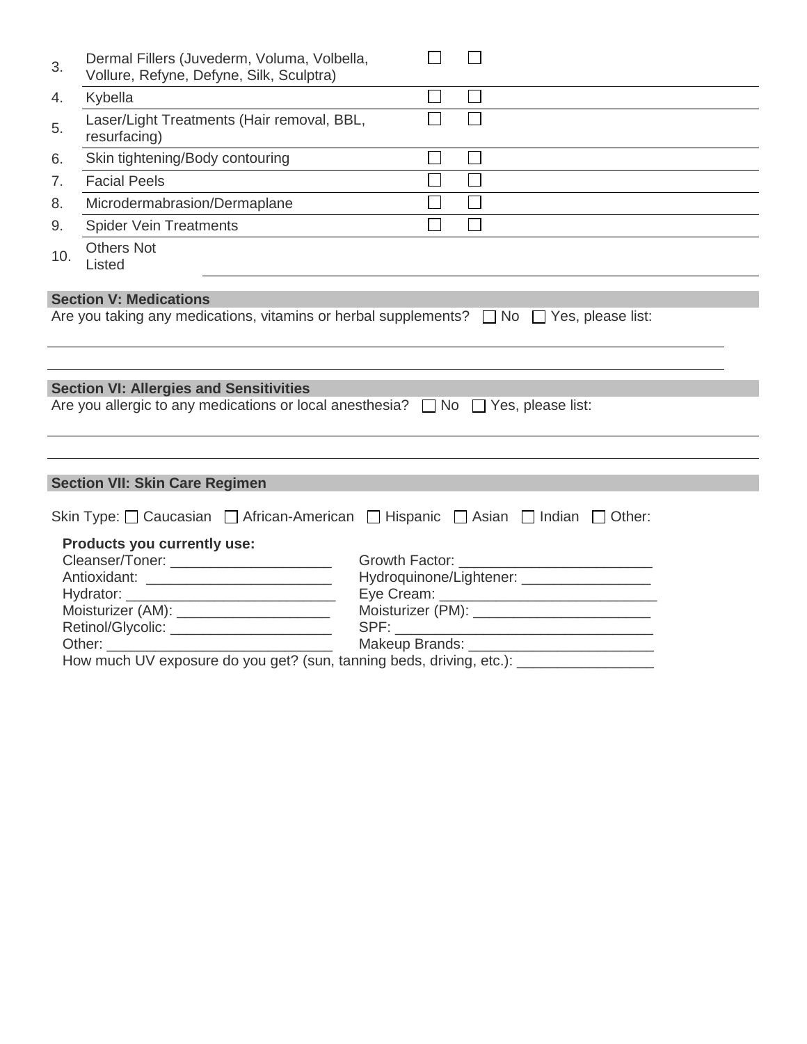| | | | | |
|---|---|---|---|---|
| 3. | Dermal Fillers (Juvederm, Voluma, Volbella, Vollure, Refyne, Defyne, Silk, Sculptra) | ☐ | ☐ | |
| 4. | Kybella | ☐ | ☐ | |
| 5. | Laser/Light Treatments (Hair removal, BBL, resurfacing) | ☐ | ☐ | |
| 6. | Skin tightening/Body contouring | ☐ | ☐ | |
| 7. | Facial Peels | ☐ | ☐ | |
| 8. | Microdermabrasion/Dermaplane | ☐ | ☐ | |
| 9. | Spider Vein Treatments | ☐ | ☐ | |
| 10. | Others Not Listed | | | |

**Section V: Medications**

Are you taking any medications, vitamins or herbal supplements? ☐ No ☐ Yes, please list:

______________________________________________________________________________

______________________________________________________________________________

**Section VI: Allergies and Sensitivities**

Are you allergic to any medications or local anesthesia? ☐ No ☐ Yes, please list:

______________________________________________________________________________

______________________________________________________________________________

**Section VII: Skin Care Regimen**

Skin Type: ☐ Caucasian ☐ African-American ☐ Hispanic ☐ Asian ☐ Indian ☐ Other:

**Products you currently use:**

Cleanser/Toner: ____________________ Growth Factor: ________________________

Antioxidant: _______________________ Hydroquinone/Lightener: ________________

Hydrator: __________________________ Eye Cream: ___________________________

Moisturizer (AM): ___________________ Moisturizer (PM): ______________________

Retinol/Glycolic: ____________________ SPF: ________________________________

Other: ____________________________ Makeup Brands: _______________________

How much UV exposure do you get? (sun, tanning beds, driving, etc.): ________________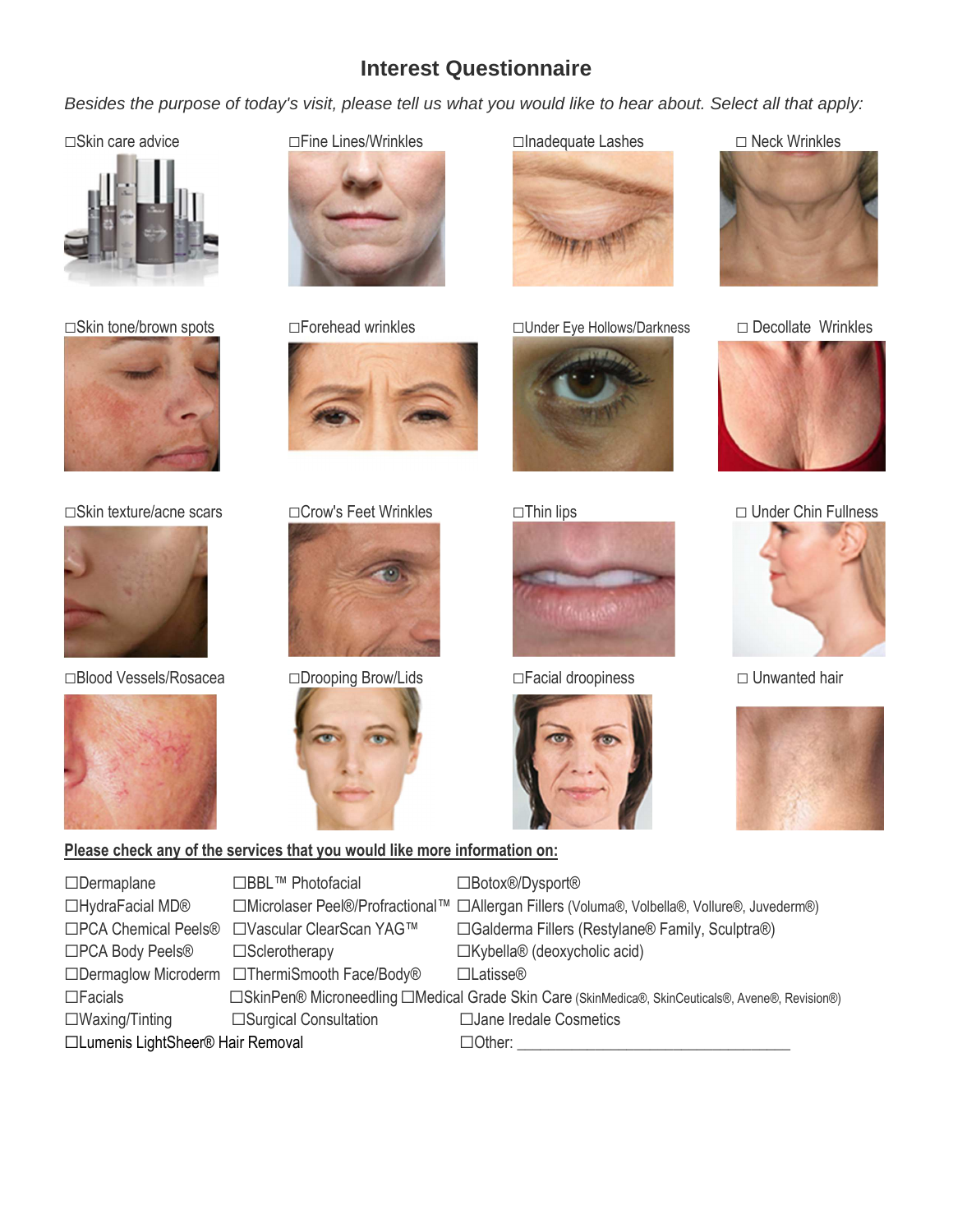# Interest Questionnaire

*Besides the purpose of today's visit, please tell us what you would like to hear about. Select all that apply:*

- ☐Skin care advice
- ☐Fine Lines/Wrinkles
- ☐Inadequate Lashes
- ☐ Neck Wrinkles
- ☐Skin tone/brown spots
- ☐Forehead wrinkles
- ☐Under Eye Hollows/Darkness
- ☐ Decollate Wrinkles
- ☐Skin texture/acne scars
- ☐Crow's Feet Wrinkles
- ☐Thin lips
- ☐ Under Chin Fullness
- ☐Blood Vessels/Rosacea
- ☐Drooping Brow/Lids
- ☐Facial droopiness
- ☐ Unwanted hair

**Please check any of the services that you would like more information on:**

- ☐Dermaplane
- ☐BBL™ Photofacial
- ☐Botox®/Dysport®
- ☐HydraFacial MD®
- ☐Microlaser Peel®/Profractional™
- ☐Allergan Fillers (Voluma®, Volbella®, Vollure®, Juvederm®)
- ☐PCA Chemical Peels®
- ☐Vascular ClearScan YAG™
- ☐Galderma Fillers (Restylane® Family, Sculptra®)
- ☐PCA Body Peels®
- ☐Sclerotherapy
- ☐Kybella® (deoxycholic acid)
- ☐Dermaglow Microderm
- ☐ThermiSmooth Face/Body®
- ☐Latisse®
- ☐Facials
- ☐SkinPen® Microneedling
- ☐Medical Grade Skin Care (SkinMedica®, SkinCeuticals®, Avene®, Revision®)
- ☐Waxing/Tinting
- ☐Surgical Consultation
- ☐Jane Iredale Cosmetics
- ☐Lumenis LightSheer® Hair Removal
- ☐Other: ________________________________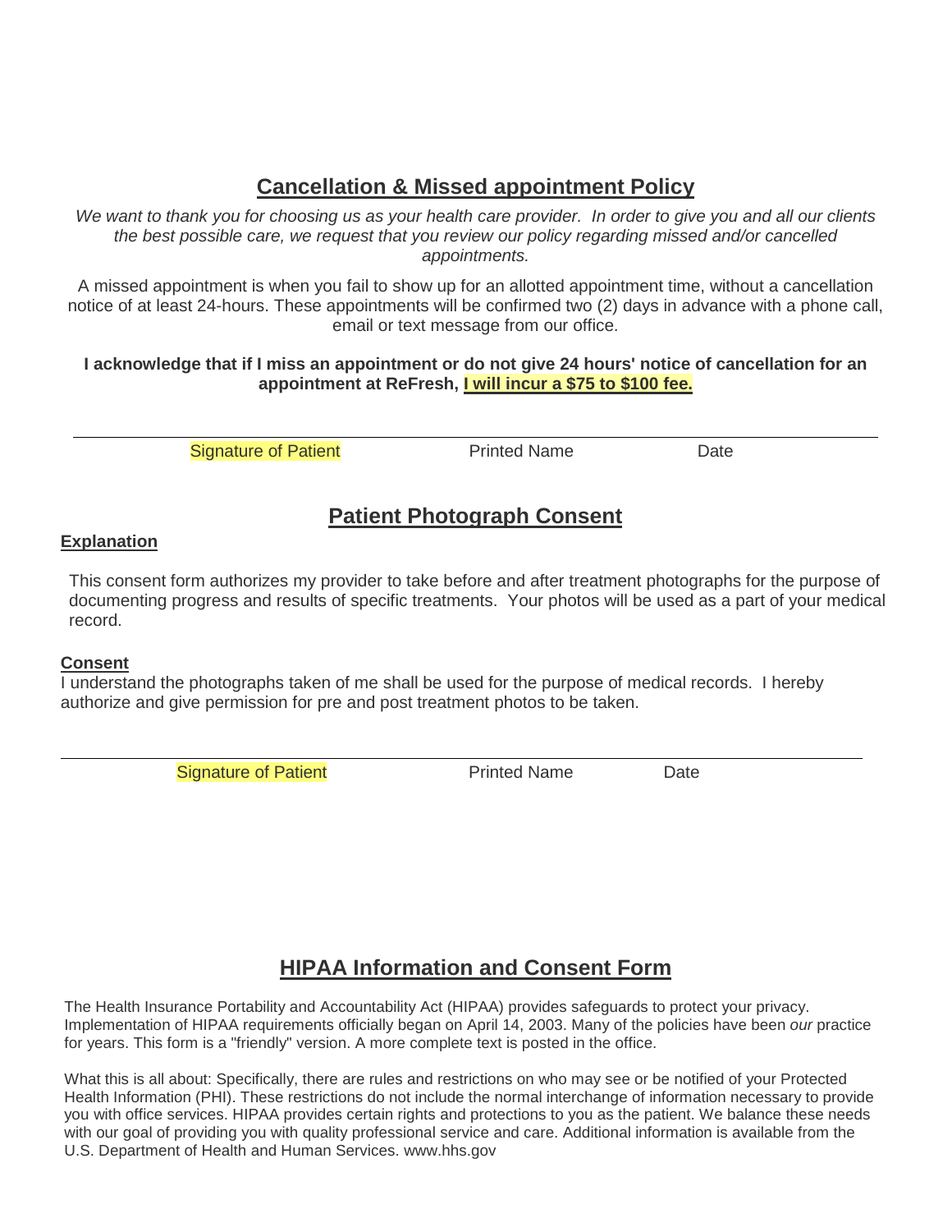## Cancellation & Missed appointment Policy

*We want to thank you for choosing us as your health care provider. In order to give you and all our clients the best possible care, we request that you review our policy regarding missed and/or cancelled appointments.*

A missed appointment is when you fail to show up for an allotted appointment time, without a cancellation notice of at least 24-hours. These appointments will be confirmed two (2) days in advance with a phone call, email or text message from our office.

**I acknowledge that if I miss an appointment or do not give 24 hours' notice of cancellation for an appointment at ReFresh, I will incur a $75 to $100 fee.**

______________________________________________________________________

Signature of Patient Printed Name Date

## Patient Photograph Consent

**Explanation**

This consent form authorizes my provider to take before and after treatment photographs for the purpose of documenting progress and results of specific treatments. Your photos will be used as a part of your medical record.

**Consent**

I understand the photographs taken of me shall be used for the purpose of medical records. I hereby authorize and give permission for pre and post treatment photos to be taken.

______________________________________________________________________

Signature of Patient Printed Name Date

## HIPAA Information and Consent Form

The Health Insurance Portability and Accountability Act (HIPAA) provides safeguards to protect your privacy. Implementation of HIPAA requirements officially began on April 14, 2003. Many of the policies have been *our* practice for years. This form is a "friendly" version. A more complete text is posted in the office.

What this is all about: Specifically, there are rules and restrictions on who may see or be notified of your Protected Health Information (PHI). These restrictions do not include the normal interchange of information necessary to provide you with office services. HIPAA provides certain rights and protections to you as the patient. We balance these needs with our goal of providing you with quality professional service and care. Additional information is available from the U.S. Department of Health and Human Services. www.hhs.gov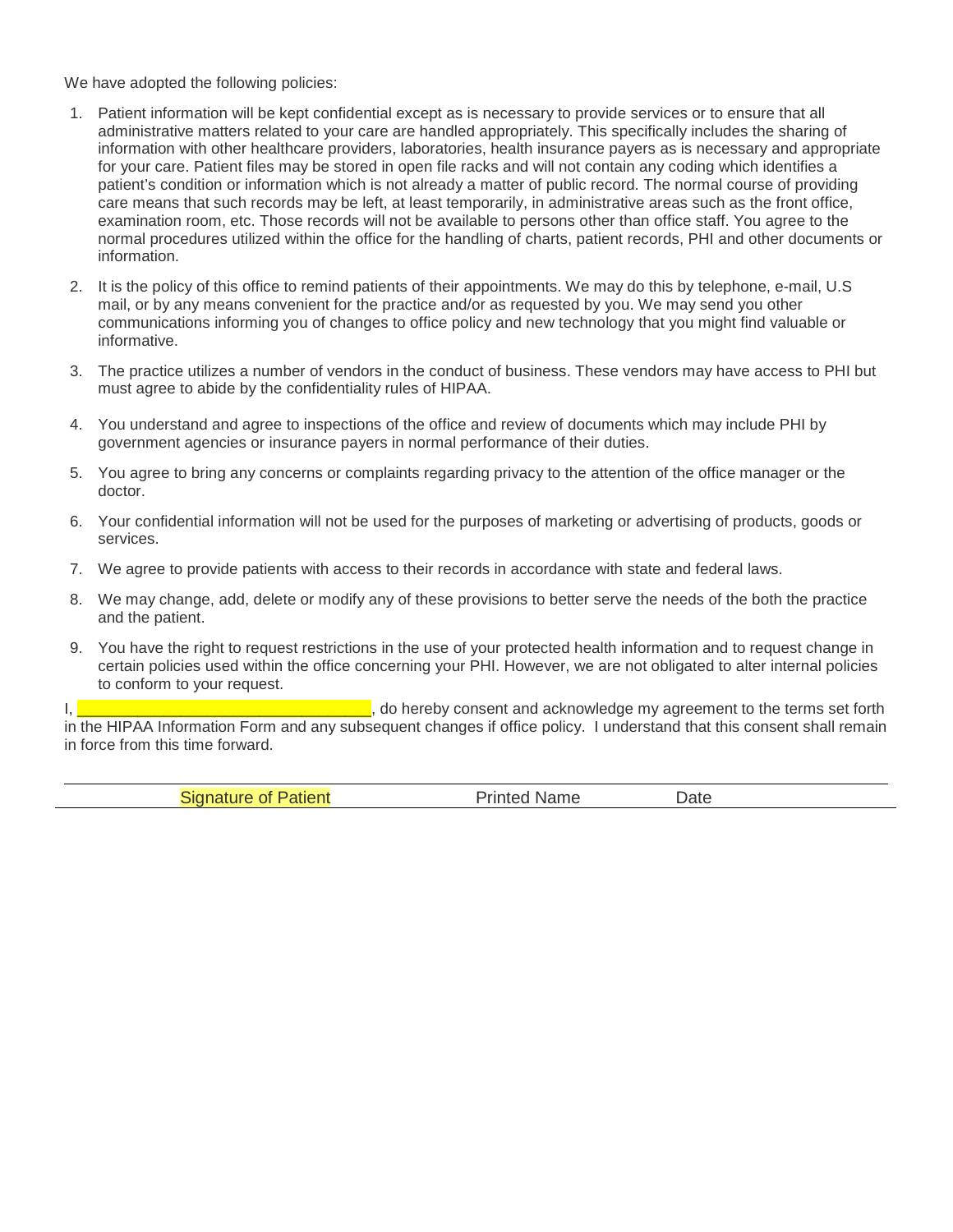We have adopted the following policies:

1. Patient information will be kept confidential except as is necessary to provide services or to ensure that all administrative matters related to your care are handled appropriately. This specifically includes the sharing of information with other healthcare providers, laboratories, health insurance payers as is necessary and appropriate for your care. Patient files may be stored in open file racks and will not contain any coding which identifies a patient's condition or information which is not already a matter of public record. The normal course of providing care means that such records may be left, at least temporarily, in administrative areas such as the front office, examination room, etc. Those records will not be available to persons other than office staff. You agree to the normal procedures utilized within the office for the handling of charts, patient records, PHI and other documents or information.
2. It is the policy of this office to remind patients of their appointments. We may do this by telephone, e-mail, U.S mail, or by any means convenient for the practice and/or as requested by you. We may send you other communications informing you of changes to office policy and new technology that you might find valuable or informative.
3. The practice utilizes a number of vendors in the conduct of business. These vendors may have access to PHI but must agree to abide by the confidentiality rules of HIPAA.
4. You understand and agree to inspections of the office and review of documents which may include PHI by government agencies or insurance payers in normal performance of their duties.
5. You agree to bring any concerns or complaints regarding privacy to the attention of the office manager or the doctor.
6. Your confidential information will not be used for the purposes of marketing or advertising of products, goods or services.
7. We agree to provide patients with access to their records in accordance with state and federal laws.
8. We may change, add, delete or modify any of these provisions to better serve the needs of the both the practice and the patient.
9. You have the right to request restrictions in the use of your protected health information and to request change in certain policies used within the office concerning your PHI. However, we are not obligated to alter internal policies to conform to your request.

I, ________________________________, do hereby consent and acknowledge my agreement to the terms set forth in the HIPAA Information Form and any subsequent changes if office policy. I understand that this consent shall remain in force from this time forward.

______________________________________________________________________

Signature of Patient Printed Name Date